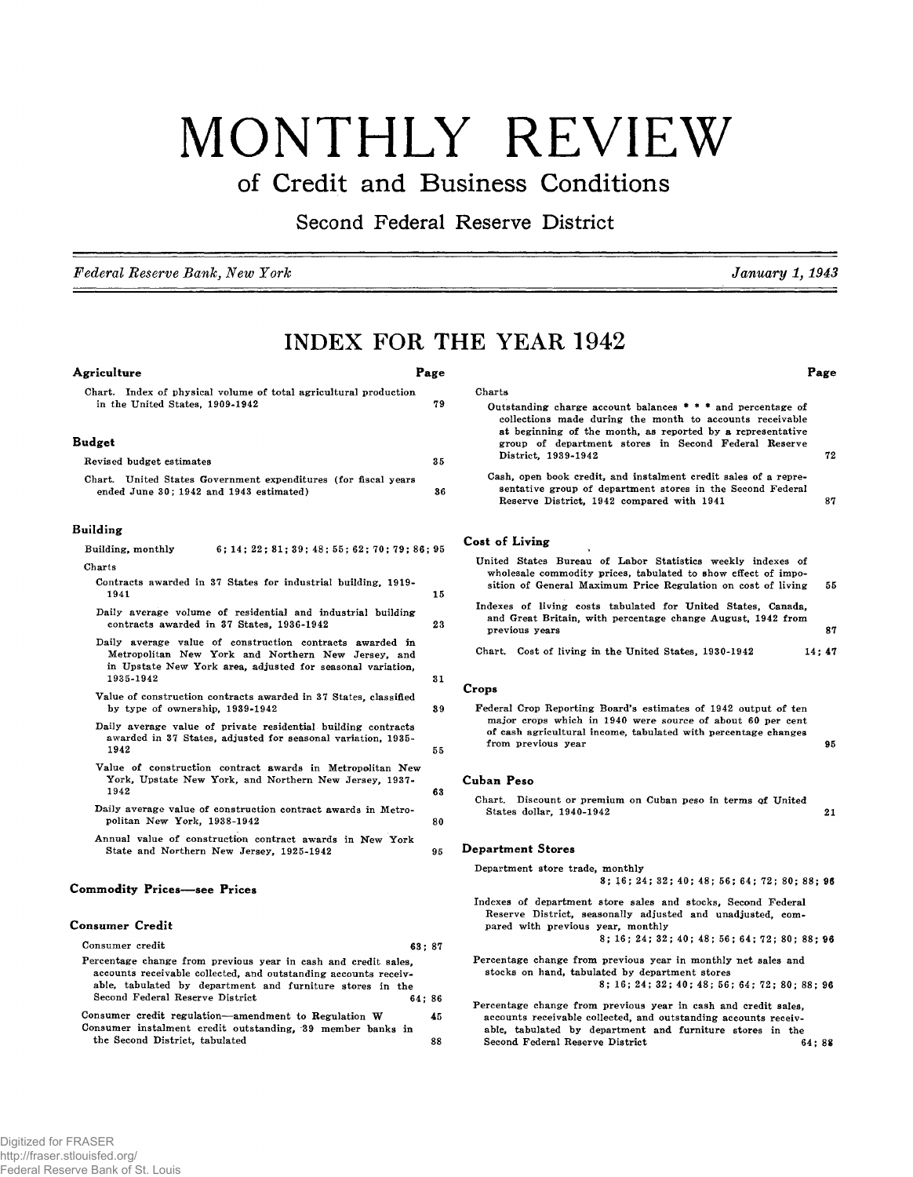# MONTHLY REVIEW

## of Credit and Business Conditions

### Second Federal Reserve District

*Federal Reserve Bank, New York* — *January 1, 1943*

## INDEX FOR THE YEAR 1942

| | Page |
|---|---|
| **Agriculture** | |
| Chart. Index of physical volume of total agricultural production in the United States, 1909-1942 | 79 |
| **Budget** | |
| Revised budget estimates | 35 |
| Chart. United States Government expenditures (for fiscal years ended June 30; 1942 and 1943 estimated) | 36 |
| **Building** | |
| Building, monthly | 6; 14; 22; 31; 39; 48; 55; 62; 70; 79; 86; 95 |
| Charts | |
| Contracts awarded in 37 States for industrial building, 1919-1941 | 15 |
| Daily average volume of residential and industrial building contracts awarded in 37 States, 1936-1942 | 23 |
| Daily average value of construction contracts awarded in Metropolitan New York and Northern New Jersey, and in Upstate New York area, adjusted for seasonal variation, 1935-1942 | 31 |
| Value of construction contracts awarded in 37 States, classified by type of ownership, 1939-1942 | 39 |
| Daily average value of private residential building contracts awarded in 37 States, adjusted for seasonal variation, 1935-1942 | 55 |
| Value of construction contract awards in Metropolitan New York, Upstate New York, and Northern New Jersey, 1937-1942 | 63 |
| Daily average value of construction contract awards in Metropolitan New York, 1938-1942 | 80 |
| Annual value of construction contract awards in New York State and Northern New Jersey, 1925-1942 | 95 |
| **Commodity Prices—see Prices** | |
| **Consumer Credit** | |
| Consumer credit | 63; 87 |
| Percentage change from previous year in cash and credit sales, accounts receivable collected, and outstanding accounts receivable, tabulated by department and furniture stores in the Second Federal Reserve District | 64; 86 |
| Consumer credit regulation—amendment to Regulation W | 45 |
| Consumer instalment credit outstanding, 39 member banks in the Second District, tabulated | 88 |
| Charts | |
| Outstanding charge account balances * * * and percentage of collections made during the month to accounts receivable at beginning of the month, as reported by a representative group of department stores in Second Federal Reserve District, 1939-1942 | 72 |
| Cash, open book credit, and instalment credit sales of a representative group of department stores in the Second Federal Reserve District, 1942 compared with 1941 | 87 |
| **Cost of Living** | |
| United States Bureau of Labor Statistics weekly indexes of wholesale commodity prices, tabulated to show effect of imposition of General Maximum Price Regulation on cost of living | 55 |
| Indexes of living costs tabulated for United States, Canada, and Great Britain, with percentage change August, 1942 from previous years | 87 |
| Chart. Cost of living in the United States, 1930-1942 | 14; 47 |
| **Crops** | |
| Federal Crop Reporting Board's estimates of 1942 output of ten major crops which in 1940 were source of about 60 per cent of cash agricultural income, tabulated with percentage changes from previous year | 95 |
| **Cuban Peso** | |
| Chart. Discount or premium on Cuban peso in terms of United States dollar, 1940-1942 | 21 |
| **Department Stores** | |
| Department store trade, monthly | 8; 16; 24; 32; 40; 48; 56; 64; 72; 80; 88; 96 |
| Indexes of department store sales and stocks, Second Federal Reserve District, seasonally adjusted and unadjusted, compared with previous year, monthly | 8; 16; 24; 32; 40; 48; 56; 64; 72; 80; 88; 96 |
| Percentage change from previous year in monthly net sales and stocks on hand, tabulated by department stores | 8; 16; 24; 32; 40; 48; 56; 64; 72; 80; 88; 96 |
| Percentage change from previous year in cash and credit sales, accounts receivable collected, and outstanding accounts receivable, tabulated by department and furniture stores in the Second Federal Reserve District | 64; 88 |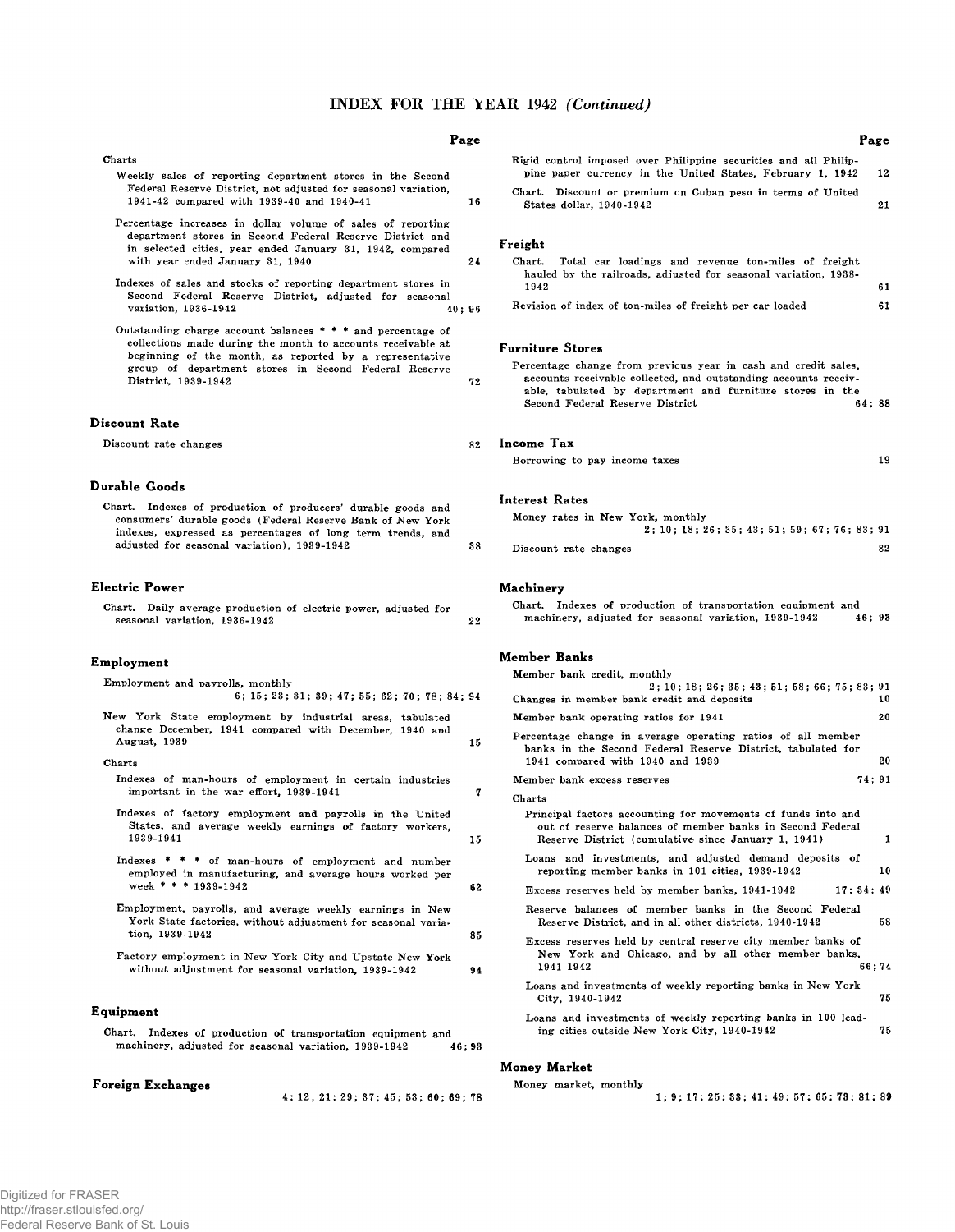# INDEX FOR THE YEAR 1942 *(Continued)*

| | Page |
|---|---|
| Charts | |
| Weekly sales of reporting department stores in the Second Federal Reserve District, not adjusted for seasonal variation, 1941-42 compared with 1939-40 and 1940-41 | 16 |
| Percentage increases in dollar volume of sales of reporting department stores in Second Federal Reserve District and in selected cities, year ended January 31, 1942, compared with year ended January 31, 1940 | 24 |
| Indexes of sales and stocks of reporting department stores in Second Federal Reserve District, adjusted for seasonal variation, 1936-1942 | 40; 96 |
| Outstanding charge account balances * * * and percentage of collections made during the month to accounts receivable at beginning of the month, as reported by a representative group of department stores in Second Federal Reserve District, 1939-1942 | 72 |

### Discount Rate

| | |
|---|---|
| Discount rate changes | 82 |

### Durable Goods

| | |
|---|---|
| Chart. Indexes of production of producers' durable goods and consumers' durable goods (Federal Reserve Bank of New York indexes, expressed as percentages of long term trends, and adjusted for seasonal variation), 1939-1942 | 38 |

### Electric Power

| | |
|---|---|
| Chart. Daily average production of electric power, adjusted for seasonal variation, 1936-1942 | 22 |

### Employment

| | |
|---|---|
| Employment and payrolls, monthly | 6; 15; 23; 31; 39; 47; 55; 62; 70; 78; 84; 94 |
| New York State employment by industrial areas, tabulated change December, 1941 compared with December, 1940 and August, 1939 | 15 |
| Charts | |
| Indexes of man-hours of employment in certain industries important in the war effort, 1939-1941 | 7 |
| Indexes of factory employment and payrolls in the United States, and average weekly earnings of factory workers, 1939-1941 | 15 |
| Indexes * * * of man-hours of employment and number employed in manufacturing, and average hours worked per week * * * 1939-1942 | 62 |
| Employment, payrolls, and average weekly earnings in New York State factories, without adjustment for seasonal variation, 1939-1942 | 85 |
| Factory employment in New York City and Upstate New York without adjustment for seasonal variation, 1939-1942 | 94 |

### Equipment

| | |
|---|---|
| Chart. Indexes of production of transportation equipment and machinery, adjusted for seasonal variation, 1939-1942 | 46; 93 |

### Foreign Exchanges

| | |
|---|---|
| | 4; 12; 21; 29; 37; 45; 53; 60; 69; 78 |
| Rigid control imposed over Philippine securities and all Philippine paper currency in the United States, February 1, 1942 | 12 |
| Chart. Discount or premium on Cuban peso in terms of United States dollar, 1940-1942 | 21 |

### Freight

| | |
|---|---|
| Chart. Total car loadings and revenue ton-miles of freight hauled by the railroads, adjusted for seasonal variation, 1938-1942 | 61 |
| Revision of index of ton-miles of freight per car loaded | 61 |

### Furniture Stores

| | |
|---|---|
| Percentage change from previous year in cash and credit sales, accounts receivable collected, and outstanding accounts receivable, tabulated by department and furniture stores in the Second Federal Reserve District | 64; 88 |

### Income Tax

| | |
|---|---|
| Borrowing to pay income taxes | 19 |

### Interest Rates

| | |
|---|---|
| Money rates in New York, monthly | 2; 10; 18; 26; 35; 43; 51; 59; 67; 76; 83; 91 |
| Discount rate changes | 82 |

### Machinery

| | |
|---|---|
| Chart. Indexes of production of transportation equipment and machinery, adjusted for seasonal variation, 1939-1942 | 46; 93 |

### Member Banks

| | |
|---|---|
| Member bank credit, monthly | 2; 10; 18; 26; 35; 43; 51; 58; 66; 75; 83; 91 |
| Changes in member bank credit and deposits | 10 |
| Member bank operating ratios for 1941 | 20 |
| Percentage change in average operating ratios of all member banks in the Second Federal Reserve District, tabulated for 1941 compared with 1940 and 1939 | 20 |
| Member bank excess reserves | 74; 91 |
| Charts | |
| Principal factors accounting for movements of funds into and out of reserve balances of member banks in Second Federal Reserve District (cumulative since January 1, 1941) | 1 |
| Loans and investments, and adjusted demand deposits of reporting member banks in 101 cities, 1939-1942 | 10 |
| Excess reserves held by member banks, 1941-1942 | 17; 34; 49 |
| Reserve balances of member banks in the Second Federal Reserve District, and in all other districts, 1940-1942 | 58 |
| Excess reserves held by central reserve city member banks of New York and Chicago, and by all other member banks, 1941-1942 | 66; 74 |
| Loans and investments of weekly reporting banks in New York City, 1940-1942 | 75 |
| Loans and investments of weekly reporting banks in 100 leading cities outside New York City, 1940-1942 | 75 |

### Money Market

| | |
|---|---|
| Money market, monthly | 1; 9; 17; 25; 33; 41; 49; 57; 65; 73; 81; 89 |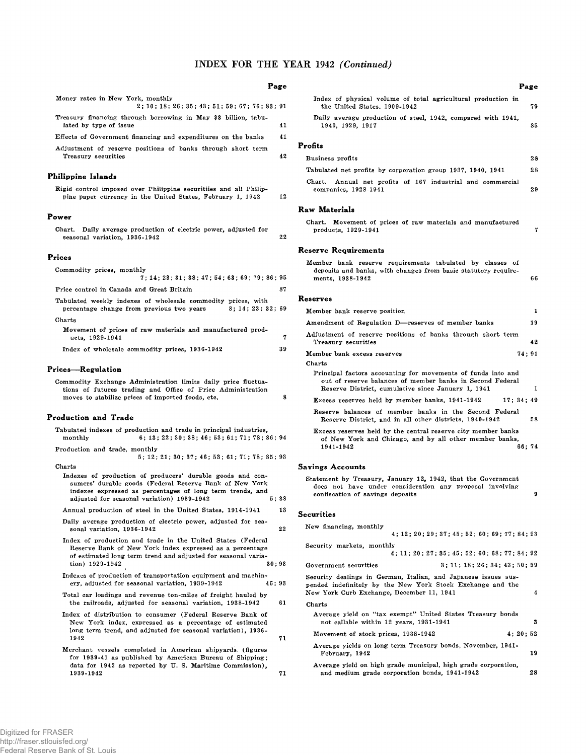# INDEX FOR THE YEAR 1942 *(Continued)*

| | Page |
|---|---|
| Money rates in New York, monthly | 2; 10; 18; 26; 35; 43; 51; 59; 67; 76; 83; 91 |
| Treasury financing through borrowing in May $3 billion, tabulated by type of issue | 41 |
| Effects of Government financing and expenditures on the banks | 41 |
| Adjustment of reserve positions of banks through short term Treasury securities | 42 |

### Philippine Islands

| | Page |
|---|---|
| Rigid control imposed over Philippine securitiies and all Philippine paper currency in the United States, February 1, 1942 | 12 |

### Power

| | Page |
|---|---|
| Chart. Daily average production of electric power, adjusted for seasonal variation, 1936-1942 | 22 |

### Prices

| | Page |
|---|---|
| Commodity prices, monthly | 7; 14; 23; 31; 38; 47; 54; 63; 69; 79; 86; 95 |
| Price control in Canada and Great Britain | 87 |
| Tabulated weekly indexes of wholesale commodity prices, with percentage change from previous two years | 8; 14; 23; 32; 69 |
| Charts | |
| Movement of prices of raw materials and manufactured products, 1929-1941 | 7 |
| Index of wholesale commodity prices, 1936-1942 | 39 |

### Prices—Regulation

| | Page |
|---|---|
| Commodity Exchange Administration limits daily price fluctuations of futures trading and Office of Price Administration moves to stabilize prices of imported foods, etc. | 8 |

### Production and Trade

| | Page |
|---|---|
| Tabulated indexes of production and trade in principal industries, monthly | 6; 13; 22; 30; 38; 46; 53; 61; 71; 78; 86; 94 |
| Production and trade, monthly | 5; 12; 21; 30; 37; 46; 53; 61; 71; 78; 85; 93 |
| Charts | |
| Indexes of production of producers' durable goods and consumers' durable goods (Federal Reserve Bank of New York indexes expressed as percentages of long term trends, and adjusted for seasonal variation) 1939-1942 | 5; 38 |
| Annual production of steel in the United States, 1914-1941 | 13 |
| Daily average production of electric power, adjusted for seasonal variation, 1936-1942 | 22 |
| Index of production and trade in the United States (Federal Reserve Bank of New York index expressed as a percentage of estimated long term trend and adjusted for seasonal variation) 1929-1942 | 30; 93 |
| Indexes of production of transportation equipment and machinery, adjusted for seasonal variation, 1939-1942 | 46; 93 |
| Total car loadings and revenue ton-miles of freight hauled by the railroads, adjusted for seasonal variation, 1938-1942 | 61 |
| Index of distribution to consumer (Federal Reserve Bank of New York index, expressed as a percentage of estimated long term trend, and adjusted for seasonal variation), 1936-1942 | 71 |
| Merchant vessels completed in American shipyards (figures for 1939-41 as published by American Bureau of Shipping; data for 1942 as reported by U. S. Maritime Commission), 1939-1942 | 71 |
| Index of physical volume of total agricultural production in the United States, 1909-1942 | 79 |
| Daily average production of steel, 1942, compared with 1941, 1940, 1929, 1917 | 85 |

### Profits

| | Page |
|---|---|
| Business profits | 28 |
| Tabulated net profits by corporation group 1937, 1940, 1941 | 28 |
| Chart. Annual net profits of 167 industrial and commercial companies, 1928-1941 | 29 |

### Raw Materials

| | Page |
|---|---|
| Chart. Movement of prices of raw materials and manufactured products, 1929-1941 | 7 |

### Reserve Requirements

| | Page |
|---|---|
| Member bank reserve requirements tabulated by classes of deposits and banks, with changes from basic statutory requirements, 1938-1942 | 66 |

### Reserves

| | Page |
|---|---|
| Member bank reserve position | 1 |
| Amendment of Regulation D—reserves of member banks | 19 |
| Adjustment of reserve positions of banks through short term Treasury securities | 42 |
| Member bank excess reserves | 74; 91 |
| Charts | |
| Principal factors accounting for movements of funds into and out of reserve balances of member banks in Second Federal Reserve District, cumulative since January 1, 1941 | 1 |
| Excess reserves held by member banks, 1941-1942 | 17; 34; 49 |
| Reserve balances of member banks in the Second Federal Reserve District, and in all other districts, 1940-1942 | 58 |
| Excess reserves held by the central reserve city member banks of New York and Chicago, and by all other member banks, 1941-1942 | 66; 74 |

### Savings Accounts

| | Page |
|---|---|
| Statement by Treasury, January 12, 1942, that the Government does not have under consideration any proposal involving confiscation of savings deposits | 9 |

### Securities

| | Page |
|---|---|
| New financing, monthly | 4; 12; 20; 29; 37; 45; 52; 60; 69; 77; 84; 93 |
| Security markets, monthly | 4; 11; 20; 27; 35; 45; 52; 60; 68; 77; 84; 92 |
| Government securities | 3; 11; 18; 26; 34; 43; 50; 59 |
| Security dealings in German, Italian, and Japanese issues suspended indefinitely by the New York Stock Exchange and the New York Curb Exchange, December 11, 1941 | 4 |
| Charts | |
| Average yield on "tax exempt" United States Treasury bonds not callable within 12 years, 1931-1941 | 3 |
| Movement of stock prices, 1938-1942 | 4; 20; 52 |
| Average yields on long term Treasury bonds, November, 1941-February, 1942 | 19 |
| Average yield on high grade municipal, high grade corporation, and medium grade corporation bonds, 1941-1942 | 28 |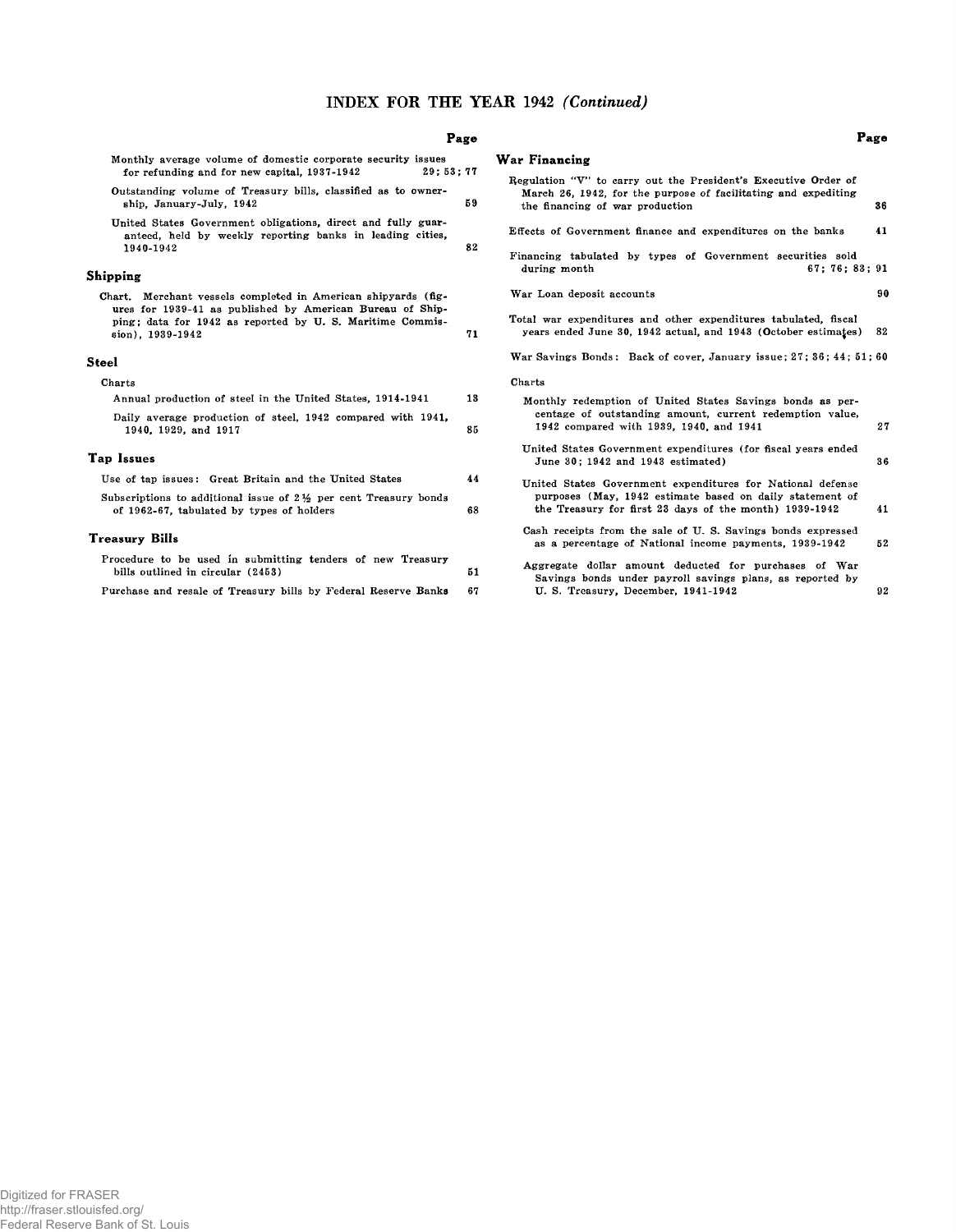# INDEX FOR THE YEAR 1942 *(Continued)*

Page

Monthly average volume of domestic corporate security issues for refunding and for new capital, 1937-1942 — 29; 53; 77

Outstanding volume of Treasury bills, classified as to ownership, January-July, 1942 — 59

United States Government obligations, direct and fully guaranteed, held by weekly reporting banks in leading cities, 1940-1942 — 82

### Shipping

Chart. Merchant vessels completed in American shipyards (figures for 1939-41 as published by American Bureau of Shipping; data for 1942 as reported by U. S. Maritime Commission), 1939-1942 — 71

### Steel

Charts

Annual production of steel in the United States, 1914-1941 — 13

Daily average production of steel, 1942 compared with 1941, 1940, 1929, and 1917 — 85

### Tap Issues

Use of tap issues: Great Britain and the United States — 44

Subscriptions to additional issue of 2½ per cent Treasury bonds of 1962-67, tabulated by types of holders — 68

### Treasury Bills

Procedure to be used in submitting tenders of new Treasury bills outlined in circular (2453) — 51

Purchase and resale of Treasury bills by Federal Reserve Banks — 67

### War Financing

Regulation "V" to carry out the President's Executive Order of March 26, 1942, for the purpose of facilitating and expediting the financing of war production — 36

Effects of Government finance and expenditures on the banks — 41

Financing tabulated by types of Government securities sold during month — 67; 76; 83; 91

War Loan deposit accounts — 90

Total war expenditures and other expenditures tabulated, fiscal years ended June 30, 1942 actual, and 1943 (October estimates) — 82

War Savings Bonds: Back of cover, January issue; 27; 36; 44; 51; 60

Charts

Monthly redemption of United States Savings bonds as percentage of outstanding amount, current redemption value, 1942 compared with 1939, 1940, and 1941 — 27

United States Government expenditures (for fiscal years ended June 30; 1942 and 1943 estimated) — 36

United States Government expenditures for National defense purposes (May, 1942 estimate based on daily statement of the Treasury for first 23 days of the month) 1939-1942 — 41

Cash receipts from the sale of U. S. Savings bonds expressed as a percentage of National income payments, 1939-1942 — 52

Aggregate dollar amount deducted for purchases of War Savings bonds under payroll savings plans, as reported by U. S. Treasury, December, 1941-1942 — 92